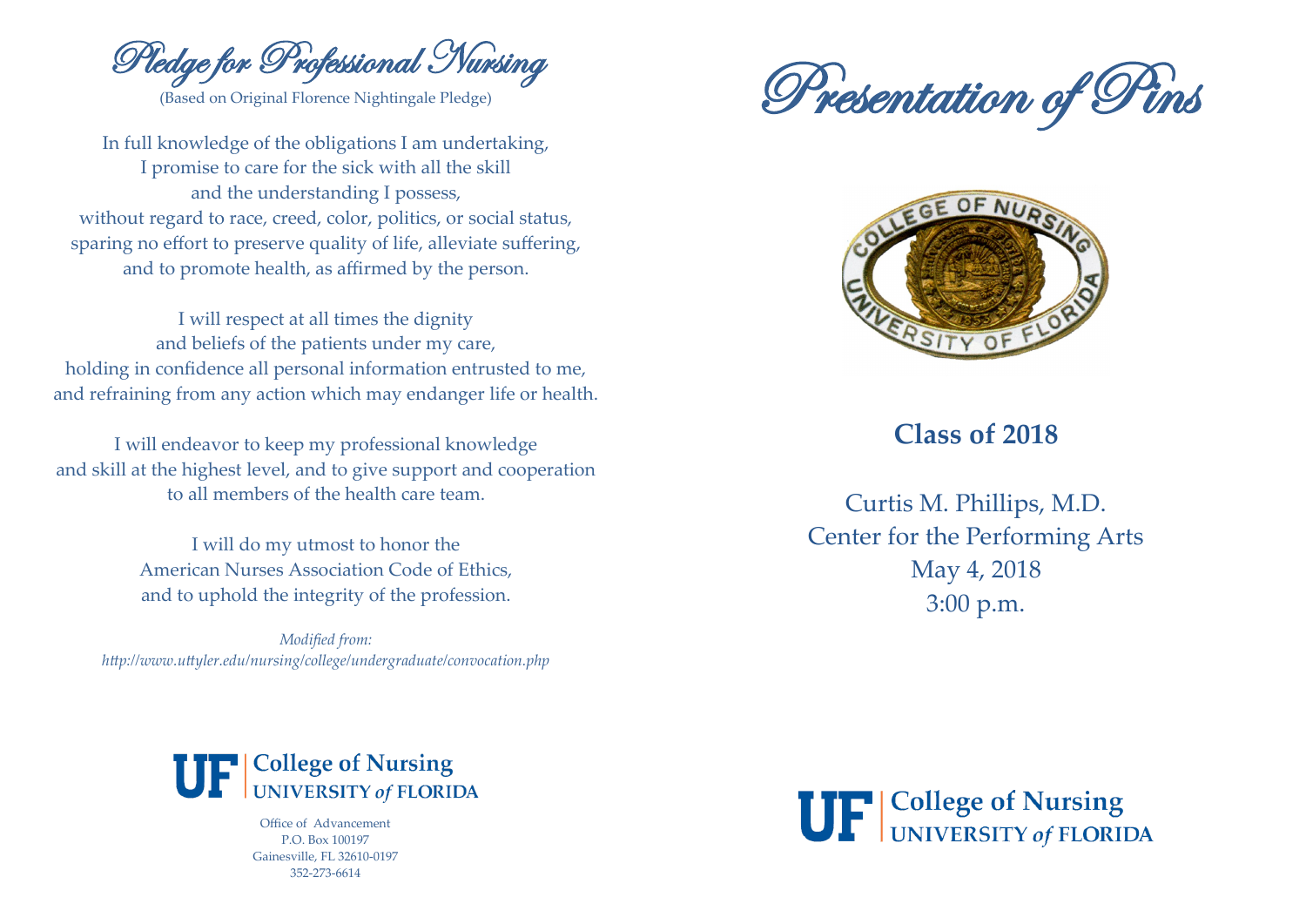# Pledge for Professional Nursing

(Based on Original Florence Nightingale Pledge)

In full knowledge of the obligations I am undertaking,
I promise to care for the sick with all the skill
and the understanding I possess,
without regard to race, creed, color, politics, or social status,
sparing no effort to preserve quality of life, alleviate suffering,
and to promote health, as affirmed by the person.

I will respect at all times the dignity
and beliefs of the patients under my care,
holding in confidence all personal information entrusted to me,
and refraining from any action which may endanger life or health.

I will endeavor to keep my professional knowledge
and skill at the highest level, and to give support and cooperation
to all members of the health care team.

I will do my utmost to honor the
American Nurses Association Code of Ethics,
and to uphold the integrity of the profession.

*Modified from:*
*http://www.uttyler.edu/nursing/college/undergraduate/convocation.php*

**UF | College of Nursing**
**UNIVERSITY *of* FLORIDA**

Office of Advancement
P.O. Box 100197
Gainesville, FL 32610-0197
352-273-6614

# Presentation of Pins

COLLEGE OF NURSING
UNIVERSITY OF FLORIDA

## Class of 2018

Curtis M. Phillips, M.D.
Center for the Performing Arts
May 4, 2018
3:00 p.m.

**UF | College of Nursing**
**UNIVERSITY *of* FLORIDA**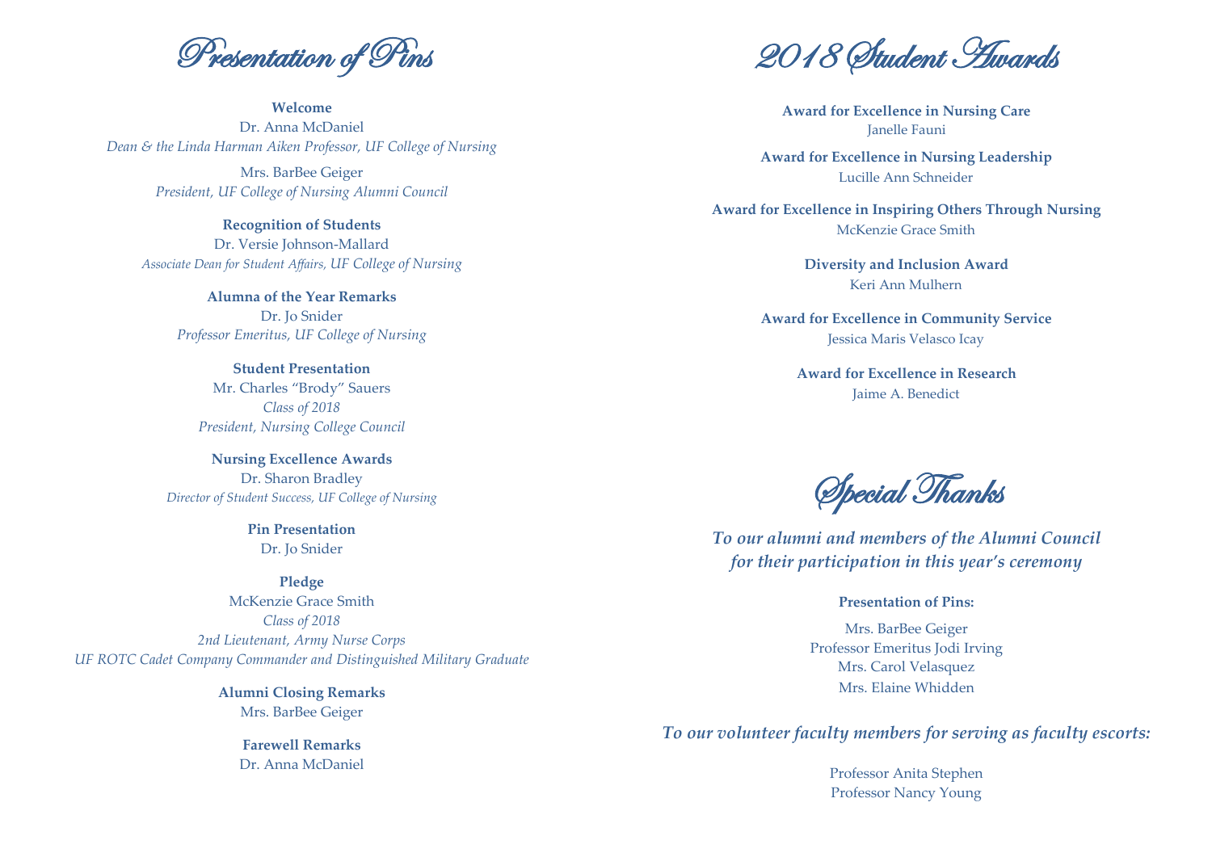# Presentation of Pins

**Welcome**
Dr. Anna McDaniel
*Dean & the Linda Harman Aiken Professor, UF College of Nursing*

Mrs. BarBee Geiger
*President, UF College of Nursing Alumni Council*

**Recognition of Students**
Dr. Versie Johnson-Mallard
*Associate Dean for Student Affairs, UF College of Nursing*

**Alumna of the Year Remarks**
Dr. Jo Snider
*Professor Emeritus, UF College of Nursing*

**Student Presentation**
Mr. Charles "Brody" Sauers
*Class of 2018*
*President, Nursing College Council*

**Nursing Excellence Awards**
Dr. Sharon Bradley
*Director of Student Success, UF College of Nursing*

**Pin Presentation**
Dr. Jo Snider

**Pledge**
McKenzie Grace Smith
*Class of 2018*
*2nd Lieutenant, Army Nurse Corps*
*UF ROTC Cadet Company Commander and Distinguished Military Graduate*

**Alumni Closing Remarks**
Mrs. BarBee Geiger

**Farewell Remarks**
Dr. Anna McDaniel

# 2018 Student Awards

**Award for Excellence in Nursing Care**
Janelle Fauni

**Award for Excellence in Nursing Leadership**
Lucille Ann Schneider

**Award for Excellence in Inspiring Others Through Nursing**
McKenzie Grace Smith

**Diversity and Inclusion Award**
Keri Ann Mulhern

**Award for Excellence in Community Service**
Jessica Maris Velasco Icay

**Award for Excellence in Research**
Jaime A. Benedict

# Special Thanks

***To our alumni and members of the Alumni Council for their participation in this year's ceremony***

**Presentation of Pins:**

Mrs. BarBee Geiger
Professor Emeritus Jodi Irving
Mrs. Carol Velasquez
Mrs. Elaine Whidden

***To our volunteer faculty members for serving as faculty escorts:***

Professor Anita Stephen
Professor Nancy Young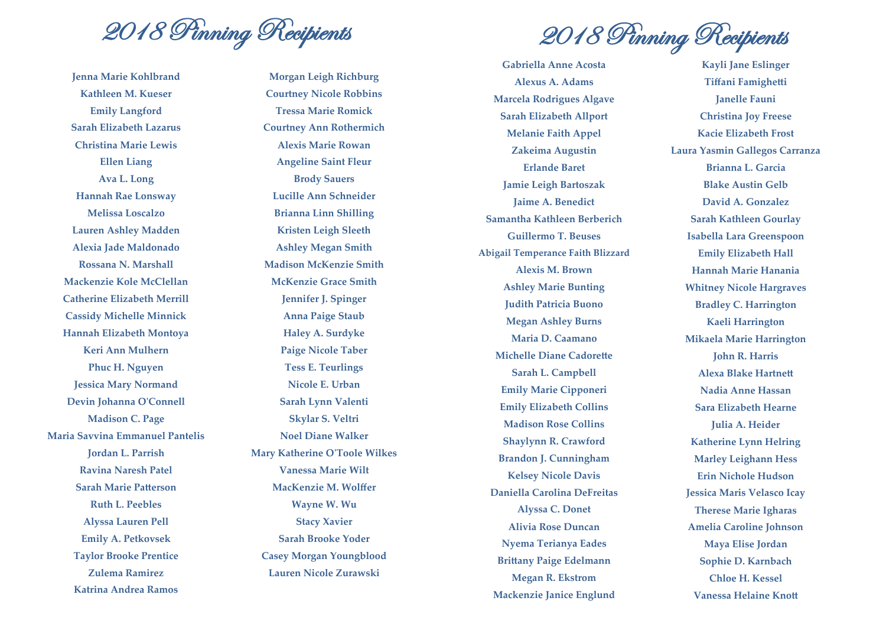# 2018 Pinning Recipients

Jenna Marie Kohlbrand
Kathleen M. Kueser
Emily Langford
Sarah Elizabeth Lazarus
Christina Marie Lewis
Ellen Liang
Ava L. Long
Hannah Rae Lonsway
Melissa Loscalzo
Lauren Ashley Madden
Alexia Jade Maldonado
Rossana N. Marshall
Mackenzie Kole McClellan
Catherine Elizabeth Merrill
Cassidy Michelle Minnick
Hannah Elizabeth Montoya
Keri Ann Mulhern
Phuc H. Nguyen
Jessica Mary Normand
Devin Johanna O'Connell
Madison C. Page
Maria Savvina Emmanuel Pantelis
Jordan L. Parrish
Ravina Naresh Patel
Sarah Marie Patterson
Ruth L. Peebles
Alyssa Lauren Pell
Emily A. Petkovsek
Taylor Brooke Prentice
Zulema Ramirez
Katrina Andrea Ramos

Morgan Leigh Richburg
Courtney Nicole Robbins
Tressa Marie Romick
Courtney Ann Rothermich
Alexis Marie Rowan
Angeline Saint Fleur
Brody Sauers
Lucille Ann Schneider
Brianna Linn Shilling
Kristen Leigh Sleeth
Ashley Megan Smith
Madison McKenzie Smith
McKenzie Grace Smith
Jennifer J. Spinger
Anna Paige Staub
Haley A. Surdyke
Paige Nicole Taber
Tess E. Teurlings
Nicole E. Urban
Sarah Lynn Valenti
Skylar S. Veltri
Noel Diane Walker
Mary Katherine O'Toole Wilkes
Vanessa Marie Wilt
MacKenzie M. Wolffer
Wayne W. Wu
Stacy Xavier
Sarah Brooke Yoder
Casey Morgan Youngblood
Lauren Nicole Zurawski

# 2018 Pinning Recipients

Gabriella Anne Acosta
Alexus A. Adams
Marcela Rodrigues Algave
Sarah Elizabeth Allport
Melanie Faith Appel
Zakeima Augustin
Erlande Baret
Jamie Leigh Bartoszak
Jaime A. Benedict
Samantha Kathleen Berberich
Guillermo T. Beuses
Abigail Temperance Faith Blizzard
Alexis M. Brown
Ashley Marie Bunting
Judith Patricia Buono
Megan Ashley Burns
Maria D. Caamano
Michelle Diane Cadorette
Sarah L. Campbell
Emily Marie Cipponeri
Emily Elizabeth Collins
Madison Rose Collins
Shaylynn R. Crawford
Brandon J. Cunningham
Kelsey Nicole Davis
Daniella Carolina DeFreitas
Alyssa C. Donet
Alivia Rose Duncan
Nyema Terianya Eades
Brittany Paige Edelmann
Megan R. Ekstrom
Mackenzie Janice Englund

Kayli Jane Eslinger
Tiffani Famighetti
Janelle Fauni
Christina Joy Freese
Kacie Elizabeth Frost
Laura Yasmin Gallegos Carranza
Brianna L. Garcia
Blake Austin Gelb
David A. Gonzalez
Sarah Kathleen Gourlay
Isabella Lara Greenspoon
Emily Elizabeth Hall
Hannah Marie Hanania
Whitney Nicole Hargraves
Bradley C. Harrington
Kaeli Harrington
Mikaela Marie Harrington
John R. Harris
Alexa Blake Hartnett
Nadia Anne Hassan
Sara Elizabeth Hearne
Julia A. Heider
Katherine Lynn Helring
Marley Leighann Hess
Erin Nichole Hudson
Jessica Maris Velasco Icay
Therese Marie Igharas
Amelia Caroline Johnson
Maya Elise Jordan
Sophie D. Karnbach
Chloe H. Kessel
Vanessa Helaine Knott